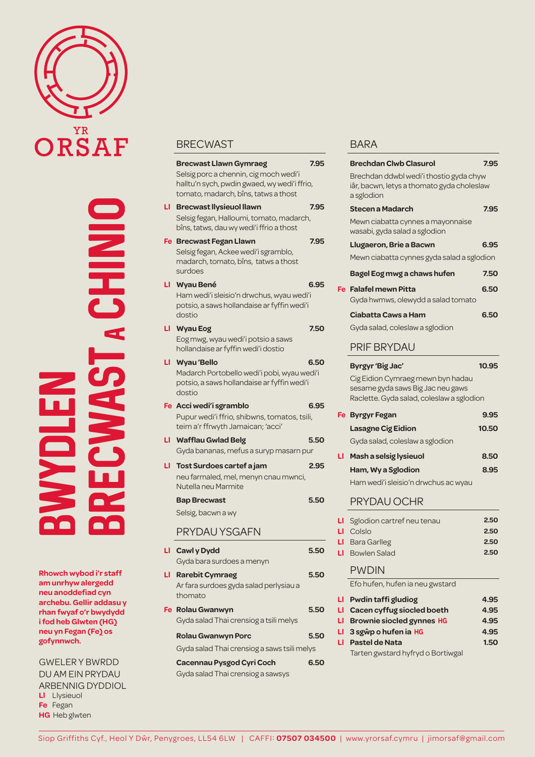# YR ORSAF

# BWYDLEN BRECWAST A CHINIO

**Rhowch wybod i'r staff am unrhyw alergedd neu anoddefiad cyn archebu. Gellir addasu y rhan fwyaf o'r bwydydd i fod heb Glwten (HG) neu yn Fegan (Fe) os gofynnwch.**

GWELER Y BWRDD DU AM EIN PRYDAU ARBENNIG DYDDIOL

**Ll** Llysieuol
**Fe** Fegan
**HG** Heb glwten

## BRECWAST

**Brecwast Llawn Gymraeg** — 7.95
Selsig porc a chennin, cig moch wedi'i halltu'n sych, pwdin gwaed, wy wedi'i ffrio, tomato, madarch, bîns, tatws a thost

**Ll** **Brecwast llysieuol llawn** — 7.95
Selsig fegan, Halloumi, tomato, madarch, bîns, tatws, dau wy wedi'i ffrio a thost

**Fe** **Brecwast Fegan Llawn** — 7.95
Selsig fegan, Ackee wedi'i sgramblo, madarch, tomato, bîns, tatws a thost surdoes

**Ll** **Wyau Bené** — 6.95
Ham wedi'i sleisio'n drwchus, wyau wedi'i potsio, a saws hollandaise ar fyffin wedi'i dostio

**Ll** **Wyau Eog** — 7.50
Eog mwg, wyau wedi'i potsio a saws hollandaise ar fyffin wedi'i dostio

**Ll** **Wyau 'Bello** — 6.50
Madarch Portobello wedi'i pobi, wyau wedi'i potsio, a saws hollandaise ar fyffin wedi'i dostio

**Fe** **Acci wedi'i sgramblo** — 6.95
Pupur wedi'i ffrio, shibwns, tomatos, tsili, teim a'r ffrwyth Jamaican; 'acci'

**Ll** **Wafflau Gwlad Belg** — 5.50
Gyda bananas, mefus a suryp masarn pur

**Ll** **Tost Surdoes cartef a jam** — 2.95
neu farmaled, mel, menyn cnau mwnci, Nutella neu Marmite

**Bap Brecwast** — 5.50
Selsig, bacwn a wy

## PRYDAU YSGAFN

**Ll** **Cawl y Dydd** — 5.50
Gyda bara surdoes a menyn

**Ll** **Rarebit Cymraeg** — 5.50
Ar fara surdoes gyda salad perlysiau a thomato

**Fe** **Rolau Gwanwyn** — 5.50
Gyda salad Thai crensiog a tsili melys

**Rolau Gwanwyn Porc** — 5.50
Gyda salad Thai crensiog a saws tsili melys

**Cacennau Pysgod Cyri Coch** — 6.50
Gyda salad Thai crensiog a sawsys

## BARA

**Brechdan Clwb Clasurol** — 7.95
Brechdan ddwbl wedi'i thostio gyda chyw iâr, bacwn, letys a thomato gyda choleslaw a sglodion

**Stecen a Madarch** — 7.95
Mewn ciabatta cynnes a mayonnaise wasabi, gyda salad a sglodion

**Llugaeron, Brie a Bacwn** — 6.95
Mewn ciabatta cynnes gyda salad a sglodion

**Bagel Eog mwg a chaws hufen** — 7.50

**Fe** **Falafel mewn Pitta** — 6.50
Gyda hwmws, olewydd a salad tomato

**Ciabatta Caws a Ham** — 6.50
Gyda salad, coleslaw a sglodion

## PRIF BRYDAU

**Byrgyr 'Big Jac'** — 10.95
Cig Eidion Cymraeg mewn byn hadau sesame gyda saws Big Jac neu gaws Raclette. Gyda salad, coleslaw a sglodion

**Fe** **Byrgyr Fegan** — 9.95

**Lasagne Cig Eidion** — 10.50
Gyda salad, coleslaw a sglodion

**Ll** **Mash a selsig lysieuol** — 8.50

**Ham, Wy a Sglodion** — 8.95
Ham wedi'i sleisio'n drwchus ac wyau

## PRYDAU OCHR

**Ll** Sglodion cartref neu tenau — 2.50
**Ll** Colslo — 2.50
**Ll** Bara Garlleg — 2.50
**Ll** Bowlen Salad — 2.50

## PWDIN

Efo hufen, hufen ia neu gwstard

**Ll** **Pwdin taffi gludiog** — 4.95
**Ll** **Cacen cyffug siocled boeth** — 4.95
**Ll** **Brownie siocled gynnes HG** — 4.95
**Ll** **3 sgŵp o hufen ia HG** — 4.95
**Ll** **Pastel de Nata** — 1.50
Tarten gwstard hyfryd o Bortiwgal

Siop Griffiths Cyf., Heol Y Dŵr, Penygroes, LL54 6LW | CAFFI: **07507 034500** | www.yrorsaf.cymru | jimorsaf@gmail.com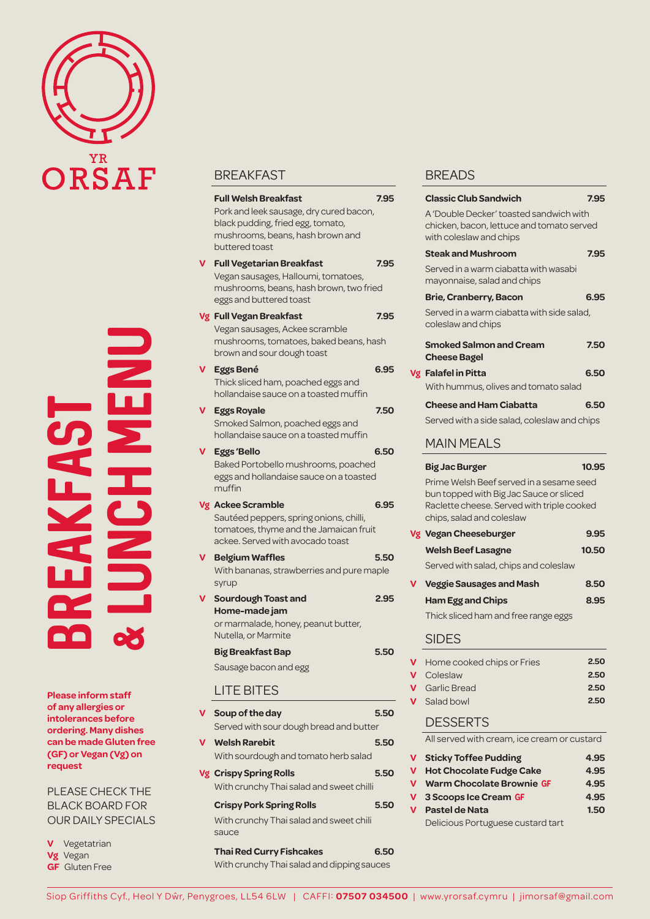# YR ORSAF

# BREAKFAST & LUNCH MENU

**Please inform staff of any allergies or intolerances before ordering. Many dishes can be made Gluten free (GF) or Vegan (Vg) on request**

PLEASE CHECK THE BLACK BOARD FOR OUR DAILY SPECIALS

**V** Vegetatrian
**Vg** Vegan
**GF** Gluten Free

## BREAKFAST

**Full Welsh Breakfast** — 7.95
Pork and leek sausage, dry cured bacon, black pudding, fried egg, tomato, mushrooms, beans, hash brown and buttered toast

**V** **Full Vegetarian Breakfast** — 7.95
Vegan sausages, Halloumi, tomatoes, mushrooms, beans, hash brown, two fried eggs and buttered toast

**Vg** **Full Vegan Breakfast** — 7.95
Vegan sausages, Ackee scramble mushrooms, tomatoes, baked beans, hash brown and sour dough toast

**V** **Eggs Bené** — 6.95
Thick sliced ham, poached eggs and hollandaise sauce on a toasted muffin

**V** **Eggs Royale** — 7.50
Smoked Salmon, poached eggs and hollandaise sauce on a toasted muffin

**V** **Eggs 'Bello** — 6.50
Baked Portobello mushrooms, poached eggs and hollandaise sauce on a toasted muffin

**Vg** **Ackee Scramble** — 6.95
Sautéed peppers, spring onions, chilli, tomatoes, thyme and the Jamaican fruit ackee. Served with avocado toast

**V** **Belgium Waffles** — 5.50
With bananas, strawberries and pure maple syrup

**V** **Sourdough Toast and Home-made jam** — 2.95
or marmalade, honey, peanut butter, Nutella, or Marmite

**Big Breakfast Bap** — 5.50
Sausage bacon and egg

## LITE BITES

**V** **Soup of the day** — 5.50
Served with sour dough bread and butter

**V** **Welsh Rarebit** — 5.50
With sourdough and tomato herb salad

**Vg** **Crispy Spring Rolls** — 5.50
With crunchy Thai salad and sweet chilli

**Crispy Pork Spring Rolls** — 5.50
With crunchy Thai salad and sweet chili sauce

**Thai Red Curry Fishcakes** — 6.50
With crunchy Thai salad and dipping sauces

## BREADS

**Classic Club Sandwich** — 7.95
A 'Double Decker' toasted sandwich with chicken, bacon, lettuce and tomato served with coleslaw and chips

**Steak and Mushroom** — 7.95
Served in a warm ciabatta with wasabi mayonnaise, salad and chips

**Brie, Cranberry, Bacon** — 6.95
Served in a warm ciabatta with side salad, coleslaw and chips

**Smoked Salmon and Cream Cheese Bagel** — 7.50

**Vg** **Falafel in Pitta** — 6.50
With hummus, olives and tomato salad

**Cheese and Ham Ciabatta** — 6.50
Served with a side salad, coleslaw and chips

## MAIN MEALS

**Big Jac Burger** — 10.95
Prime Welsh Beef served in a sesame seed bun topped with Big Jac Sauce or sliced Raclette cheese. Served with triple cooked chips, salad and coleslaw

**Vg** **Vegan Cheeseburger** — 9.95

**Welsh Beef Lasagne** — 10.50
Served with salad, chips and coleslaw

**V** **Veggie Sausages and Mash** — 8.50

**Ham Egg and Chips** — 8.95
Thick sliced ham and free range eggs

## SIDES

**V** Home cooked chips or Fries — 2.50
**V** Coleslaw — 2.50
**V** Garlic Bread — 2.50
**V** Salad bowl — 2.50

## DESSERTS

All served with cream, ice cream or custard

**V** **Sticky Toffee Pudding** — 4.95
**V** **Hot Chocolate Fudge Cake** — 4.95
**V** **Warm Chocolate Brownie** GF — 4.95
**V** **3 Scoops Ice Cream** GF — 4.95
**V** **Pastel de Nata** — 1.50
Delicious Portuguese custard tart

Siop Griffiths Cyf., Heol Y Dŵr, Penygroes, LL54 6LW | CAFFI: **07507 034500** | www.yrorsaf.cymru | jimorsaf@gmail.com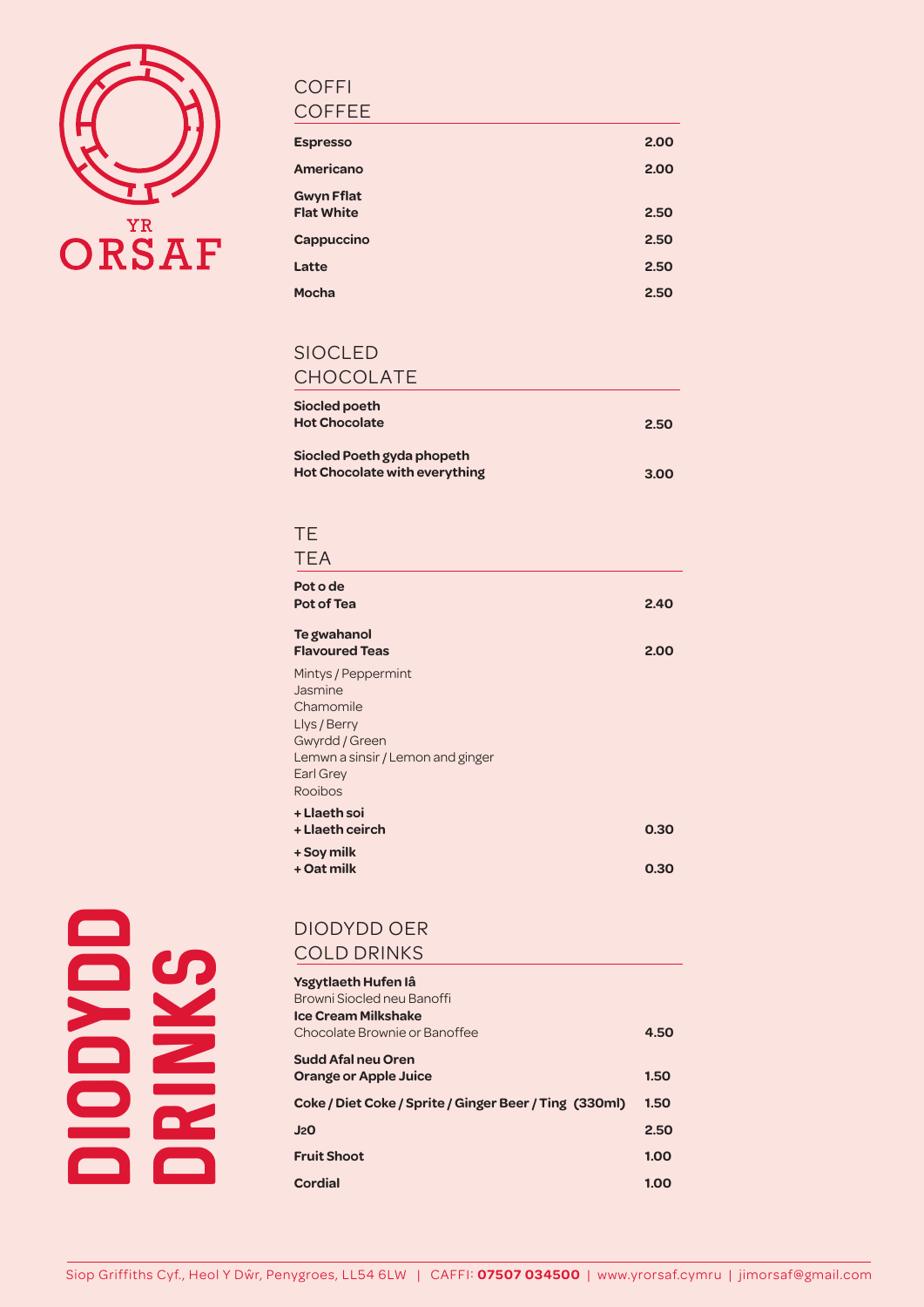YR ORSAF

# DIODYDD DRINKS

## COFFI COFFEE

| | |
|---|---|
| **Espresso** | **2.00** |
| **Americano** | **2.00** |
| **Gwyn Fflat**<br>**Flat White** | **2.50** |
| **Cappuccino** | **2.50** |
| **Latte** | **2.50** |
| **Mocha** | **2.50** |

## SIOCLED CHOCOLATE

| | |
|---|---|
| **Siocled poeth**<br>**Hot Chocolate** | **2.50** |
| **Siocled Poeth gyda phopeth**<br>**Hot Chocolate with everything** | **3.00** |

## TE TEA

| | |
|---|---|
| **Pot o de**<br>**Pot of Tea** | **2.40** |
| **Te gwahanol**<br>**Flavoured Teas** | **2.00** |

Mintys / Peppermint
Jasmine
Chamomile
Llys / Berry
Gwyrdd / Green
Lemwn a sinsir / Lemon and ginger
Earl Grey
Rooibos

| | |
|---|---|
| **+ Llaeth soi**<br>**+ Llaeth ceirch** | **0.30** |
| **+ Soy milk**<br>**+ Oat milk** | **0.30** |

## DIODYDD OER COLD DRINKS

| | |
|---|---|
| **Ysgytlaeth Hufen Iâ**<br>Browni Siocled neu Banoffi<br>**Ice Cream Milkshake**<br>Chocolate Brownie or Banoffee | **4.50** |
| **Sudd Afal neu Oren**<br>**Orange or Apple Juice** | **1.50** |
| **Coke / Diet Coke / Sprite / Ginger Beer / Ting (330ml)** | **1.50** |
| **J2O** | **2.50** |
| **Fruit Shoot** | **1.00** |
| **Cordial** | **1.00** |

Siop Griffiths Cyf., Heol Y Dŵr, Penygroes, LL54 6LW | CAFFI: **07507 034500** | www.yrorsaf.cymru | jimorsaf@gmail.com